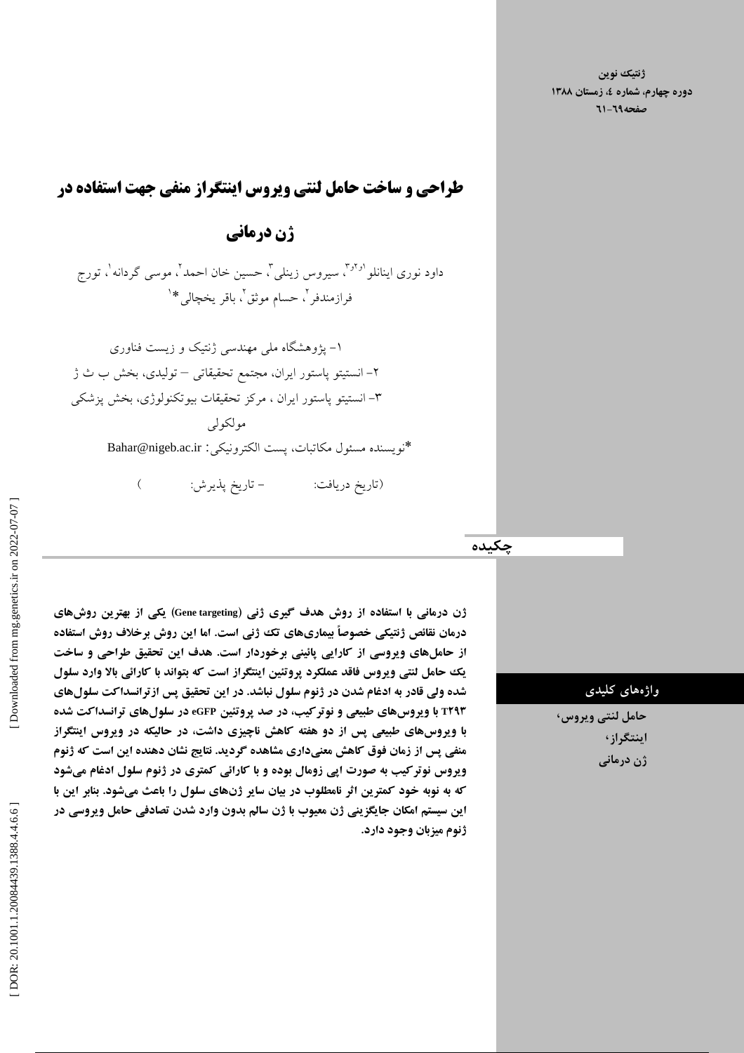# طراحی و ساخت حامل لنتی ویروس اینتگراز منفی جهت استفاده در ژن درمانی

داود نوری ایناللو[۱و۲و۳]، سیروس زینلی[۳]، حسین خان احمد[۲]، موسی گردانه[۱]، تورج فرازمندفر[۲]، حسام موثق[۲]، باقر یخچالی*[۱]

۱- پژوهشگاه ملی مهندسی ژنتیک و زیست فناوری

۲- انستیتو پاستور ایران، مجتمع تحقیقاتی – تولیدی، بخش ب ث ژ

۳- انستیتو پاستور ایران، مرکز تحقیقات بیوتکنولوژی، بخش پزشکی مولکولی

*نویسنده مسئول مکاتبات، پست الکترونیکی: Bahar@nigeb.ac.ir

(تاریخ دریافت: - تاریخ پذیرش: )

## چکیده

**ژن درمانی با استفاده از روش هدف گیری ژنی (Gene targeting) یکی از بهترین روش‌های درمان نقائص ژنتیکی خصوصاً بیماری‌های تک ژنی است. اما این روش برخلاف روش استفاده از حامل‌های ویروسی از کارایی پائینی برخوردار است. هدف این تحقیق طراحی و ساخت یک حامل لنتی ویروس فاقد عملکرد پروتئین اینتگراز است که بتواند با کارائی بالا وارد سلول شده ولی قادر به ادغام شدن در ژنوم سلول نباشد. در این تحقیق پس ازترانسداکت سلول‌های T۲۹۳ با ویروس‌های طبیعی و نوترکیب، در صد پروتئین eGFP در سلول‌های ترانسداکت شده با ویروس‌های طبیعی پس از دو هفته کاهش ناچیزی داشت، در حالیکه در ویروس اینتگراز منفی پس از زمان فوق کاهش معنی‌داری مشاهده گردید. نتایج نشان دهنده این است که ژنوم ویروس نوترکیب به صورت اپی زومال بوده و با کارائی کمتری در ژنوم سلول ادغام می‌شود که به نوبه خود کمترین اثر نامطلوب در بیان سایر ژن‌های سلول را باعث می‌شود. بنابر این با این سیستم امکان جایگزینی ژن معیوب با ژن سالم بدون وارد شدن تصادفی حامل ویروسی در ژنوم میزبان وجود دارد.**

### واژه‌های کلیدی

حامل لنتی ویروس، اینتگراز، ژن درمانی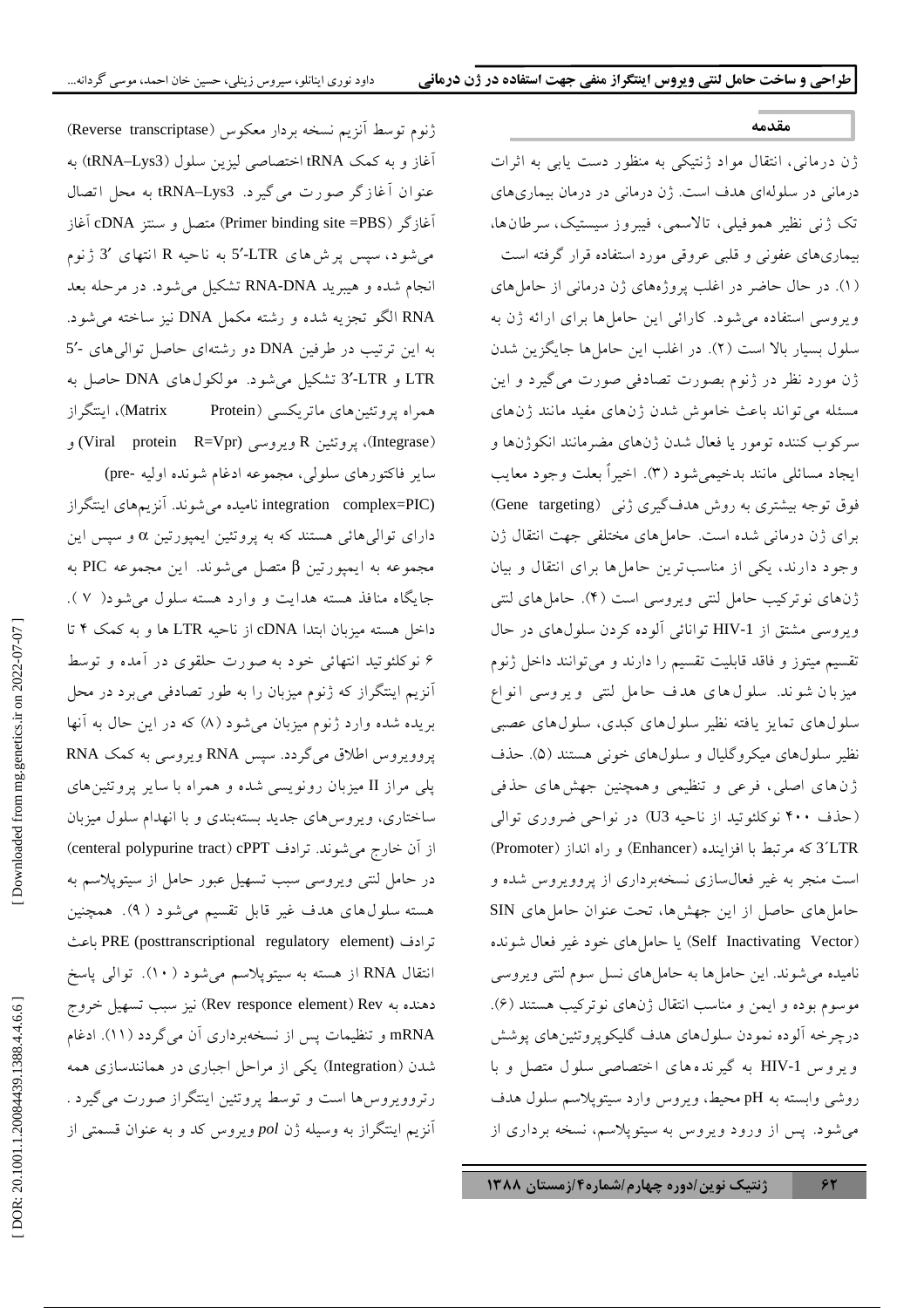## مقدمه

ژن درمانی، انتقال مواد ژنتیکی به منظور دست یابی به اثرات درمانی در سلول‌های هدف است. ژن درمانی در درمان بیماری‌های تک ژنی نظیر هموفیلی، تالاسمی، فیبروز سیستیک، سرطان‌ها، بیماری‌های عفونی و قلبی عروقی مورد استفاده قرار گرفته است (۱). در حال حاضر در اغلب پروژه‌های ژن درمانی از حامل‌های ویروسی استفاده می‌شود. کارائی این حامل‌ها برای ارائه ژن به سلول بسیار بالا است (۲). در اغلب این حامل‌ها جایگزین شدن ژن مورد نظر در ژنوم بصورت تصادفی صورت می‌گیرد و این مسئله می‌تواند باعث خاموش شدن ژن‌های مفید مانند ژن‌های سرکوب کننده تومور یا فعال شدن ژن‌های مضرمانند انکوژن‌ها و ایجاد مسائلی مانند بدخیمی‌شود (۳). اخیراً بعلت وجود معایب فوق توجه بیشتری به روش هدف‌گیری ژنی (Gene targeting) برای ژن درمانی شده است. حامل‌های مختلفی جهت انتقال ژن وجود دارند، یکی از مناسب‌ترین حامل‌ها برای انتقال و بیان ژن‌های نوترکیب حامل لنتی ویروسی است (۴). حامل‌های لنتی ویروسی مشتق از HIV-1 توانائی آلوده کردن سلول‌های در حال تقسیم میتوز و فاقد قابلیت تقسیم را دارند و می‌توانند داخل ژنوم میزبان شوند. سلول‌های هدف حامل لنتی ویروسی انواع سلول‌های تمایز یافته نظیر سلول‌های کبدی، سلول‌های عصبی نظیر سلول‌های میکروگلیال و سلول‌های خونی هستند (۵). حذف ژن‌های اصلی، فرعی و تنظیمی وهمچنین جهش‌های حذفی (حذف ۴۰۰ نوکلئوتید از ناحیه U3) در نواحی ضروری توالی 3´LTR که مرتبط با افزاینده (Enhancer) و راه انداز (Promoter) است منجر به غیر فعال‌سازی نسخه‌برداری از پرووایروس شده و حامل‌های حاصل از این جهش‌ها، تحت عنوان حامل‌های SIN (Self Inactivating Vector) یا حامل‌های خود غیر فعال شونده نامیده می‌شوند. این حامل‌ها به حامل‌های نسل سوم لنتی ویروسی موسوم بوده و ایمن و مناسب انتقال ژن‌های نوترکیب هستند (۶). درچرخه آلوده نمودن سلول‌های هدف گلیکوپروتئین‌های پوشش ویروس HIV-1 به گیرنده‌های اختصاصی سلول متصل و با روشی وابسته به pH محیط، ویروس وارد سیتوپلاسم سلول هدف می‌شود. پس از ورود ویروس به سیتوپلاسم، نسخه برداری از ژنوم توسط آنزیم نسخه بردار معکوس (Reverse transcriptase) آغاز و به کمک tRNA اختصاصی لیزین سلول (tRNA–Lys3) به عنوان آغازگر صورت می‌گیرد. tRNA–Lys3 به محل اتصال آغازگر (Primer binding site =PBS) متصل و سنتز cDNA آغاز می‌شود، سپس پرش‌های 5´-LTR به ناحیه R انتهای 3´ ژنوم انجام شده و هیبرید RNA-DNA تشکیل می‌شود. در مرحله بعد RNA الگو تجزیه شده و رشته مکمل DNA نیز ساخته می‌شود. به این ترتیب در طرفین DNA دو رشته‌ای حاصل توالی‌های 5´-LTR و 3´-LTR تشکیل می‌شود. مولکول‌های DNA حاصل به همراه پروتئین‌های ماتریکسی (Matrix Protein)، اینتگراز (Integrase)، پروتئین R ویروسی (Viral protein R=Vpr) و سایر فاکتورهای سلولی، مجموعه ادغام شونده اولیه (pre-integration complex=PIC) نامیده می‌شوند. آنزیم‌های اینتگراز دارای توالی‌هائی هستند که به پروتئین ایمپورتین $\alpha$ و سپس این مجموعه به ایمپورتین $\beta$ متصل می‌شوند. این مجموعه PIC به جایگاه منافذ هسته هدایت و وارد هسته سلول می‌شود( ۷ ). داخل هسته میزبان ابتدا cDNA از ناحیه LTR ها و به کمک ۴ تا ۶ نوکلئوتید انتهائی خود به صورت حلقوی در آمده و توسط آنزیم اینتگراز که ژنوم میزبان را به طور تصادفی می‌برد در محل بریده شده وارد ژنوم میزبان می‌شود (۸) که در این حال به آنها پرووایروس اطلاق می‌گردد. سپس RNA ویروسی به کمک RNA پلی مراز II میزبان رونویسی شده و همراه با سایر پروتئین‌های ساختاری، ویروس‌های جدید بسته‌بندی و با انهدام سلول میزبان از آن خارج می‌شوند. ترادف cPPT (centeral polypurine tract) در حامل لنتی ویروسی سبب تسهیل عبور حامل از سیتوپلاسم به هسته سلول‌های هدف غیر قابل تقسیم می‌شود ( ۹ ). همچنین ترادف PRE (posttranscriptional regulatory element) باعث انتقال RNA از هسته به سیتوپلاسم می‌شود ( ۱۰ ). توالی پاسخ دهنده به Rev (Rev responce element) نیز سبب تسهیل خروج mRNA و تنظیمات پس از نسخه‌برداری آن می‌گردد (۱۱). ادغام شدن (Integration) یکی از مراحل اجباری در همانندسازی همه رتروویروس‌ها است و توسط پروتئین اینتگراز صورت می‌گیرد. آنزیم اینتگراز به وسیله ژن *pol* ویروس کد و به عنوان قسمتی از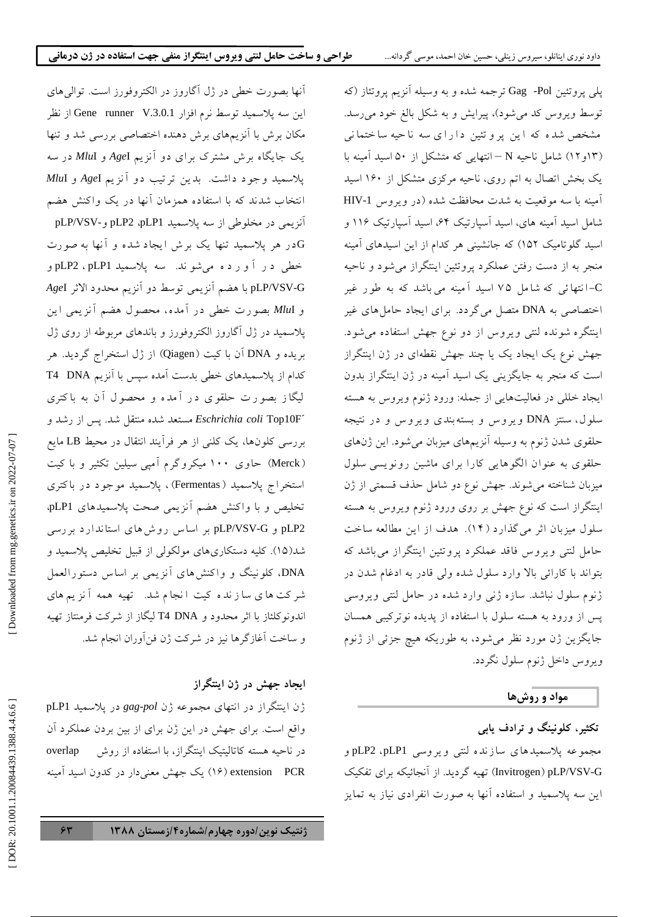پلی پروتئین Gag -Pol ترجمه شده و به وسیله آنزیم پروتئاز (که توسط ویروس کد می‌شود)، پیرایش و به شکل بالغ خود می‌رسد. مشخص شده که این پروتئین دارای سه ناحیه ساختمانی (۱۳و۱۲) شامل ناحیه N – انتهایی که متشکل از ۵۰ اسید آمینه با یک بخش اتصال به اتم روی، ناحیه مرکزی متشکل از ۱۶۰ اسید آمینه با سه موقعیت به شدت محافظت شده (در ویروس HIV-1 شامل اسید آمینه های، اسید آسپارتیک ۶۴، اسید آسپارتیک ۱۱۶ و اسید گلوتامیک ۱۵۲) که جانشینی هر کدام از این اسیدهای آمینه منجر به از دست رفتن عملکرد پروتئین اینتگراز می‌شود و ناحیه C–انتهائی که شامل ۷۵ اسید آمینه می‌باشد که به طور غیر اختصاصی به DNA متصل می‌گردد. برای ایجاد حامل‌های غیر اینتگره شونده لنتی ویروس از دو نوع جهش استفاده می‌شود. جهش نوع یک ایجاد یک یا چند جهش نقطه‌ای در ژن اینتگراز است که منجر به جایگزینی یک اسید آمینه در ژن اینتگراز بدون ایجاد خللی در فعالیت‌هایی از جمله: ورود ژنوم ویروس به هسته سلول، سنتز DNA ویروس و بسته‌بندی ویروس و در نتیجه حلقوی شدن ژنوم به وسیله آنزیم‌های میزبان می‌شود. این ژن‌های حلقوی به عنوان الگوهایی کارا برای ماشین رونویسی سلول میزبان شناخته می‌شوند. جهش نوع دو شامل حذف قسمتی از ژن اینتگراز است که این نوع جهش بر روی ورود ژنوم ویروس به هسته سلول میزبان اثر می‌گذارد (۱۴). هدف از این مطالعه ساخت حامل لنتی ویروس فاقد عملکرد پروتئین اینتگراز می‌باشد که بتواند با کارائی بالا وارد سلول شده ولی قادر به ادغام شدن در ژنوم سلول نباشد. سازه ژنی وارد شده در حامل لنتی ویروسی پس از ورود به هسته سلول با استفاده از پدیده نوترکیبی همسان جایگزین ژن مورد نظر می‌شود، به طوریکه هیچ جزئی از ژنوم ویروس داخل ژنوم سلول نگردد.

## مواد و روش‌ها

### تکثیر، کلونینگ و ترادف یابی

مجموعه پلاسمیدهای سازنده لنتی ویروسی pLP1، pLP2 و pLP/VSV-G (Invitrogen) تهیه گردید. از آنجائیکه برای تفکیک این سه پلاسمید و استفاده آنها به صورت انفرادی نیاز به تمایز آنها بصورت خطی در ژل آگاروز در الکتروفورز است. توالی‌های این سه پلاسمید توسط نرم افزار Gene runner V.3.0.1 از نظر مکان برش با آنزیم‌های برش دهنده اختصاصی بررسی شد و تنها یک جایگاه برش مشترک برای دو آنزیم *Age*I و *Mlu*I در سه پلاسمید وجود داشت. بدین ترتیب دو آنزیم *Age*I و *Mlu*I انتخاب شدند که با استفاده همزمان آنها در یک واکنش هضم آنزیمی در مخلوطی از سه پلاسمید pLP1، pLP2 و pLP/VSV-G در هر پلاسمید تنها یک برش ایجاد شده و آنها به صورت خطی در آورده می‌شوند. سه پلاسمید pLP1، pLP2 و pLP/VSV-G با هضم آنزیمی توسط دو آنزیم محدود الاثر *Age*I و *Mlu*I بصورت خطی در آمده، محصول هضم آنزیمی این پلاسمید در ژل آگاروز الکتروفورز و باندهای مربوطه از روی ژل بریده و DNA آن با کیت (Qiagen) از ژل استخراج گردید. هر کدام از پلاسمیدهای خطی بدست آمده سپس با آنزیم T4 DNA لیگاز بصورت حلقوی در آمده و محصول آن به باکتری *Eschrichia coli* Top10F´ مستعد شده منتقل شد. پس از رشد و بررسی کلون‌ها، یک کلنی از هر فرآیند انتقال در محیط LB مایع (Merck) حاوی ۱۰۰ میکروگرم آمپی سیلین تکثیر و با کیت استخراج پلاسمید (Fermentas)، پلاسمید موجود در باکتری تخلیص و با واکنش هضم آنزیمی صحت پلاسمیدهای pLP1، pLP2 و pLP/VSV-G بر اساس روش‌های استاندارد بررسی شد(۱۵). کلیه دستکاری‌های مولکولی از قبیل تخلیص پلاسمید و DNA، کلونینگ و واکنش‌های آنزیمی بر اساس دستورالعمل شرکت‌های سازنده کیت انجام شد. تهیه همه آنزیم‌های اندونوکلئاز با اثر محدود و T4 DNA لیگاز از شرکت فرمنتاز تهیه و ساخت آغازگرها نیز در شرکت ژن فن‌آوران انجام شد.

### ایجاد جهش در ژن اینتگراز

ژن اینتگراز در انتهای مجموعه ژن *gag-pol* در پلاسمید pLP1 واقع است. برای جهش در این ژن برای از بین بردن عملکرد آن در ناحیه هسته کاتالیتیک اینتگراز، با استفاده از روش overlap extension PCR (۱۶) یک جهش معنی‌دار در کدون اسید آمینه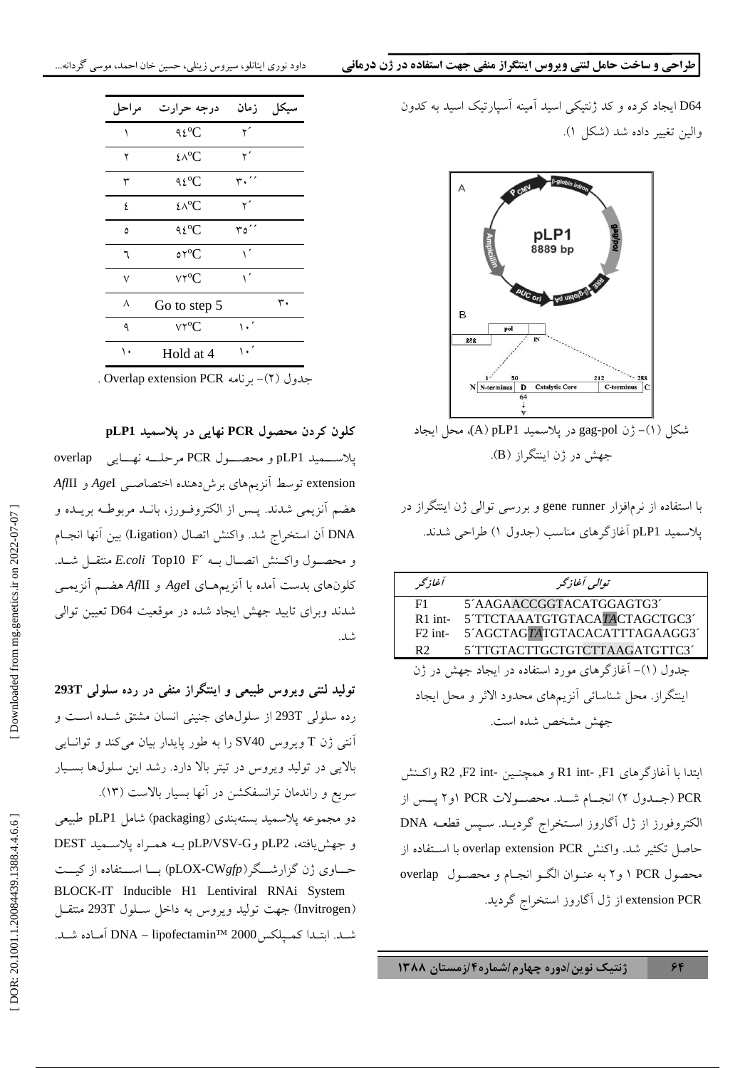D64 ایجاد کرده و کد ژنتیکی اسید آمینه آسپارتیک اسید به کدون والین تغییر داده شد (شکل ۱).

شکل (۱)- ژن gag-pol در پلاسمید pLP1 (A)، محل ایجاد جهش در ژن اینتگراز (B).

با استفاده از نرم‌افزار gene runner و بررسی توالی ژن اینتگراز در پلاسمید pLP1 آغازگرهای مناسب (جدول ۱) طراحی شدند.

| آغازگر | توالی آغازگر |
|---|---|
| F1 | 5´AAGAACCGGTACATGGAGTG3´ |
| R1 int- | 5´TTCTAAATGTGTACA*TA*CTAGCTGC3´ |
| F2 int- | 5´AGCTAG*TA*TGTACACATTTAGAAGG3´ |
| R2 | 5´TTGTACTTGCTGTCTTAAGATGTTC3´ |

جدول (۱)- آغازگرهای مورد استفاده در ایجاد جهش در ژن اینتگراز. محل شناسائی آنزیم‌های محدود الاثر و محل ایجاد جهش مشخص شده است.

ابتدا با آغازگرهای F1، R1 int- و همچنین F2 int-، R2 واکنش PCR (جدول ۲) انجام شد. محصولات PCR ۱و۲ پس از الکتروفورز از ژل آگاروز استخراج گردید. سپس قطعه DNA حاصل تکثیر شد. واکنش overlap extension PCR با استفاده از محصول PCR ۱ و۲ به عنوان الگو انجام و محصول overlap extension PCR از ژل آگاروز استخراج گردید.

| مراحل | درجه حرارت | زمان | سیکل |
|---|---|---|---|
| ۱ | ۹۴ºC | ۲´ | |
| ۲ | ۴۸ºC | ۲´ | |
| ۳ | ۹۴ºC | ۳۰´´ | |
| ۴ | ۴۸ºC | ۲´ | |
| ۵ | ۹۴ºC | ۳۵´´ | |
| ۶ | ۵۲ºC | ۱´ | |
| ۷ | ۷۲ºC | ۱´ | |
| ۸ | Go to step 5 | | ۳۰ |
| ۹ | ۷۲ºC | ۱۰´ | |
| ۱۰ | Hold at 4 | ۱۰´ | |

جدول (۲)- برنامه Overlap extension PCR .

### کلون کردن محصول PCR نهایی در پلاسمید pLP1

پلاسمید pLP1 و محصول PCR مرحله نهایی overlap extension توسط آنزیم‌های برش‌دهنده اختصاصی *Age*I و *Afl*II هضم آنزیمی شدند. پس از الکتروفورز، باند مربوطه بریده و DNA آن استخراج شد. واکنش اتصال (Ligation) بین آنها انجام و محصول واکنش اتصال به *E.coli* Top10 F´ منتقل شد. کلون‌های بدست آمده با آنزیم‌های *Age*I و *Afl*II هضم آنزیمی شدند وبرای تایید جهش ایجاد شده در موقعیت D64 تعیین توالی شد.

### تولید لنتی ویروس طبیعی و اینتگراز منفی در رده سلولی 293T

رده سلولی 293T از سلول‌های جنینی انسان مشتق شده است و آنتی ژن T ویروس SV40 را به طور پایدار بیان می‌کند و توانایی بالایی در تولید ویروس در تیتر بالا دارد. رشد این سلول‌ها بسیار سریع و راندمان ترانسفکشن در آنها بسیار بالاست (۱۳).

دو مجموعه پلاسمید بسته‌بندی (packaging) شامل pLP1 طبیعی و جهش‌یافته، pLP2 وpLP/VSV-G به همراه پلاسمید DEST حاوی ژن گزارشگر(pLOX-CW*gfp*) با استفاده از کیت BLOCK-IT Inducible H1 Lentiviral RNAi System (Invitrogen) جهت تولید ویروس به داخل سلول 293T منتقل شد. ابتدا کمپلکس DNA – lipofectamin™ 2000 آماده شد.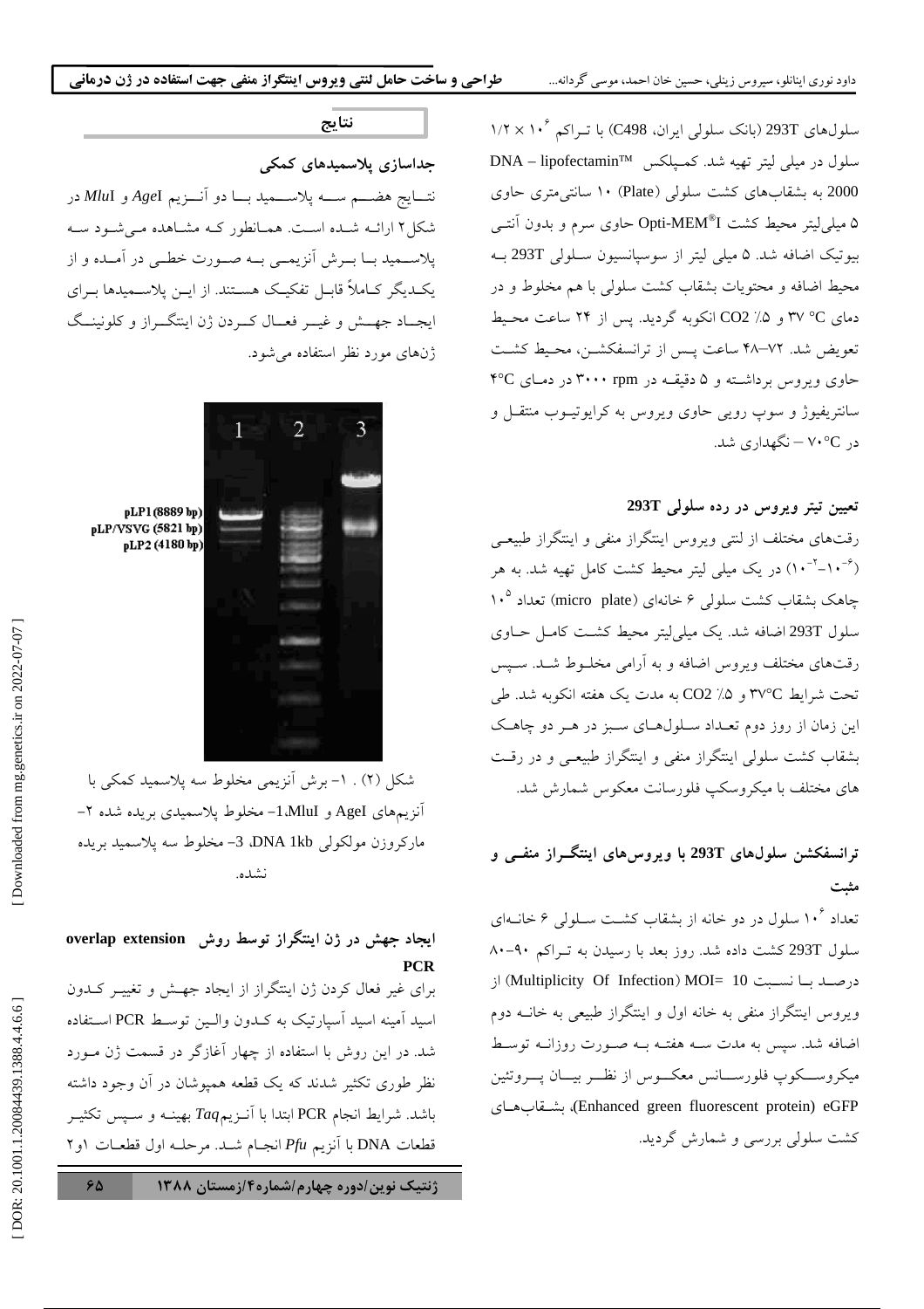سلول‌های 293T (بانک سلولی ایران، C498) با تراکم $1/2 \times 10^6$ سلول در میلی لیتر تهیه شد. کمپلکس DNA – lipofectamin™ 2000 به بشقاب‌های کشت سلولی (Plate) ۱۰ سانتی‌متری حاوی ۵ میلی‌لیتر محیط کشت Opti-MEM®I حاوی سرم و بدون آنتی بیوتیک اضافه شد. ۵ میلی لیتر از سوسپانسیون سلولی 293T به محیط اضافه و محتویات بشقاب کشت سلولی با هم مخلوط و در دمای ۳۷ °C و ۵٪ CO2 انکوبه گردید. پس از ۲۴ ساعت محیط تعویض شد. ۷۲–۴۸ ساعت پس از ترانسفکشن، محیط کشت حاوی ویروس برداشته و ۵ دقیقه در ۳۰۰۰ rpm در دمای ۴°C سانتریفیوژ و سوپ رویی حاوی ویروس به کرایوتیوب منتقل و در ۷۰°C – نگهداری شد.

### تعیین تیتر ویروس در رده سلولی 293T

رقت‌های مختلف از لنتی ویروس اینتگراز منفی و اینتگراز طبیعی ($10^{-2}$–$10^{-6}$) در یک میلی لیتر محیط کشت کامل تهیه شد. به هر چاهک بشقاب کشت سلولی ۶ خانه‌ای (micro plate) تعداد $10^5$ سلول 293T اضافه شد. یک میلی‌لیتر محیط کشت کامل حاوی رقت‌های مختلف ویروس اضافه و به آرامی مخلوط شد. سپس تحت شرایط ۳۷°C و ۵٪ CO2 به مدت یک هفته انکوبه شد. طی این زمان از روز دوم تعداد سلول‌های سبز در هر دو چاهک بشقاب کشت سلولی اینتگراز منفی و اینتگراز طبیعی و در رقت های مختلف با میکروسکپ فلورسانت معکوس شمارش شد.

### ترانسفکشن سلول‌های 293T با ویروس‌های اینتگراز منفی و مثبت

تعداد $10^6$ سلول در دو خانه از بشقاب کشت سلولی ۶ خانه‌ای سلول 293T کشت داده شد. روز بعد با رسیدن به تراکم ۹۰–۸۰ درصد با نسبت MOI= 10 (Multiplicity Of Infection) از ویروس اینتگراز منفی به خانه اول و اینتگراز طبیعی به خانه دوم اضافه شد. سپس به مدت سه هفته به صورت روزانه توسط میکروسکوپ فلورسانس معکوس از نظر بیان پروتئین eGFP (Enhanced green fluorescent protein)، بشقاب‌های کشت سلولی بررسی و شمارش گردید.

## نتایج

### جداسازی پلاسمیدهای کمکی

نتایج هضم سه پلاسمید با دو آنزیم *Age*I و *Mlu*I در شکل۲ ارائه شده است. همانطور که مشاهده می‌شود سه پلاسمید با برش آنزیمی به صورت خطی در آمده و از یکدیگر کاملاً قابل تفکیک هستند. از این پلاسمیدها برای ایجاد جهش و غیر فعال کردن ژن اینتگراز و کلونینگ ژن‌های مورد نظر استفاده می‌شود.

شکل (۲) . ۱- برش آنزیمی مخلوط سه پلاسمید کمکی با آنزیم‌های AgeI و MluI،1- مخلوط پلاسمیدی بریده شده 2- مارکروزن مولکولی DNA 1kb، 3- مخلوط سه پلاسمید بریده نشده.

### ایجاد جهش در ژن اینتگراز توسط روش overlap extension PCR

برای غیر فعال کردن ژن اینتگراز از ایجاد جهش و تغییر کدون اسید آمینه اسید آسپارتیک به کدون والین توسط PCR استفاده شد. در این روش با استفاده از چهار آغازگر در قسمت مورد نظر طوری تکثیر شدند که یک قطعه همپوشان در آن وجود داشته باشد. شرایط انجام PCR ابتدا با آنزیم*Taq* بهینه و سپس تکثیر قطعات DNA با آنزیم *Pfu* انجام شد. مرحله اول قطعات ۱و۲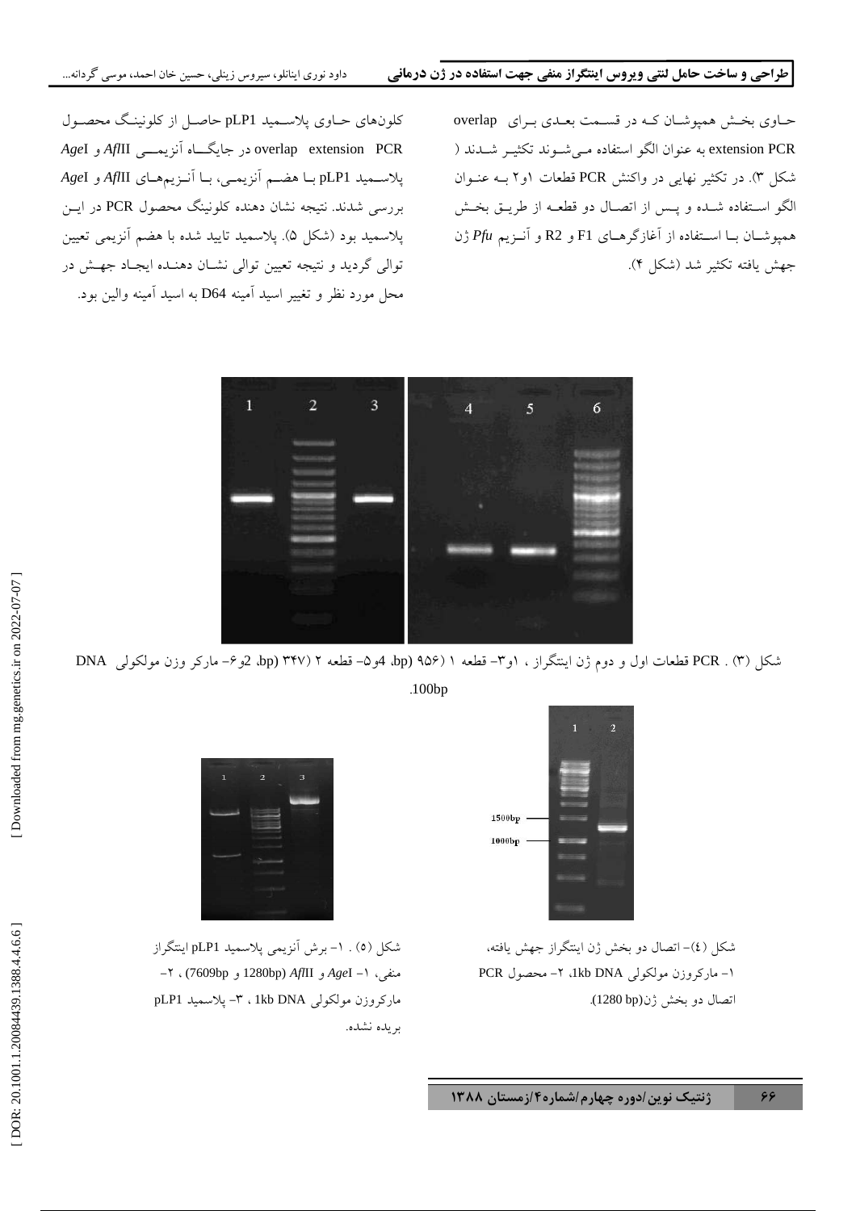حـاوی بخـش همپوشـان کـه در قسـمت بعـدی بـرای overlap extension PCR به عنوان الگو استفاده مـی‌شـوند تکثیـر شـدند ( شکل ۳). در تکثیر نهایی در واکنش PCR قطعات ۱و۲ بـه عنـوان الگو اسـتفاده شـده و پـس از اتصـال دو قطعـه از طریـق بخـش همپوشـان بـا اسـتفاده از آغازگرهـای F1 و R2 و آنـزیم *Pfu* ژن جهش یافته تکثیر شد (شکل ۴).

کلون‌های حـاوی پلاسـمید pLP1 حاصـل از کلونینـگ محصـول overlap extension PCR در جایگـاه آنزیمـی *Afl*II و *Age*I پلاسـمید pLP1 بـا هضـم آنزیمـی، بـا آنـزیم‌هـای *Afl*II و *Age*I بررسی شدند. نتیجه نشان دهنده کلونینگ محصول PCR در ایـن پلاسمید بود (شکل ۵). پلاسمید تایید شده با هضم آنزیمی تعیین توالی گردید و نتیجه تعیین توالی نشـان دهنـده ایجـاد جهـش در محل مورد نظر و تغییر اسید آمینه D64 به اسید آمینه والین بود.

شکل (۳) . PCR قطعات اول و دوم ژن اینتگراز ، ۱و۳– قطعه ۱ (۹۵۶ bp)، ۴و۵– قطعه ۲ (۳۴۷ bp)، ۲و۶– مارکر وزن مولکولی DNA 100bp.

شکل (٤)– اتصال دو بخش ژن اینتگراز جهش یافته، ۱– مارکروزن مولکولی 1kb DNA، ۲– محصول PCR اتصال دو بخش ژن(1280 bp).

شکل (۵) . ۱– برش آنزیمی پلاسمید pLP1 اینتگراز منفی، ۱– *Age*I و *Afl*II (1280bp و 7609bp) ، ۲– مارکروزن مولکولی 1kb DNA ، ۳– پلاسمید pLP1 بریده نشده.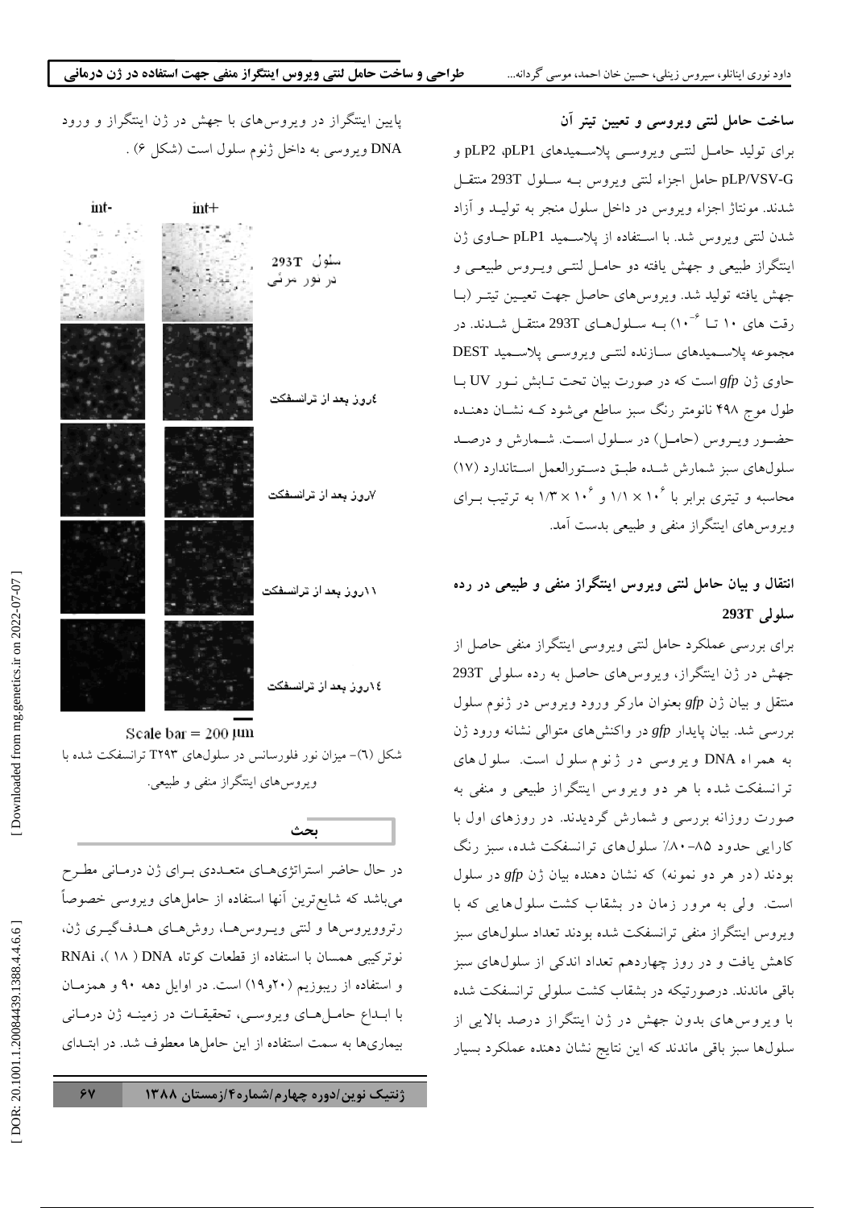## ساخت حامل لنتی ویروسی و تعیین تیتر آن

برای تولید حامـل لنتـی ویروسـی پلاسـمیدهای pLP1، pLP2 و pLP/VSV-G حامل اجزاء لنتی ویروس بـه سـلول 293T منتقـل شدند. مونتاژ اجزاء ویروس در داخل سلول منجر به تولیـد و آزاد شدن لنتی ویروس شد. با اسـتفاده از پلاسـمید pLP1 حـاوی ژن اینتگراز طبیعی و جهش یافته دو حامـل لنتـی ویـروس طبیعـی و جهش یافته تولید شد. ویروس‌های حاصل جهت تعیـین تیتـر (بـا رقت های ۱۰ تـا $10^{-6}$) بـه سـلول‌های 293T منتقـل شـدند. در مجموعه پلاسـمیدهای سـازنده لنتـی ویروسـی پلاسـمید DEST حاوی ژن *gfp* است که در صورت بیان تحت تـابش نـور UV بـا طول موج ۴۹۸ نانومتر رنگ سبز ساطع می‌شود کـه نشـان دهنـده حضـور ویـروس (حامـل) در سـلول اسـت. شـمارش و درصـد سلول‌های سبز شمارش شـده طبـق دسـتورالعمل اسـتاندارد (۱۷) محاسبه و تیتری برابر با $1/1 \times 10^{6}$ و $1/3 \times 10^{6}$ به ترتیب بـرای ویروس‌های اینتگراز منفی و طبیعی بدست آمد.

## انتقال و بیان حامل لنتی ویروس اینتگراز منفی و طبیعی در رده سلولی 293T

برای بررسی عملکرد حامل لنتی ویروسی اینتگراز منفی حاصل از جهش در ژن اینتگراز، ویروس‌های حاصل به رده سلولی 293T منتقل و بیان ژن *gfp* بعنوان مارکر ورود ویروس در ژنوم سلول بررسی شد. بیان پایدار *gfp* در واکنش‌های متوالی نشانه ورود ژن به همراه DNA ویروسی در ژنوم سلول است. سلول‌های ترانسفکت شده با هر دو ویروس اینتگراز طبیعی و منفی به صورت روزانه بررسی و شمارش گردیدند. در روزهای اول با کارایی حدود ۸۵-۸۰٪ سلول‌های ترانسفکت شده، سبز رنگ بودند (در هر دو نمونه) که نشان دهنده بیان ژن *gfp* در سلول است. ولی به مرور زمان در بشقاب کشت سلول‌هایی که با ویروس اینتگراز منفی ترانسفکت شده بودند تعداد سلول‌های سبز کاهش یافت و در روز چهاردهم تعداد اندکی از سلول‌های سبز باقی ماندند. درصورتیکه در بشقاب کشت سلولی ترانسفکت شده با ویروس‌های بدون جهش در ژن اینتگراز درصد بالایی از سلول‌های سبز باقی ماندند که این نتایج نشان دهنده عملکرد بسیار پایین اینتگراز در ویروس‌های با جهش در ژن اینتگراز و ورود DNA ویروسی به داخل ژنوم سلول است (شکل ۶).

int- &nbsp;&nbsp; int+

سلول 293T در نور مرئی

۴روز بعد از ترانسفکت

۷روز بعد از ترانسفکت

۱۱روز بعد از ترانسفکت

۱۴روز بعد از ترانسفکت

Scale bar = 200 μm

شکل (۶)- میزان نور فلورسانس در سلول‌های ۲۹۳T ترانسفکت شده با ویروس‌های اینتگراز منفی و طبیعی.

## بحث

در حال حاضر استراتژی‌هـای متعـددی بـرای ژن درمـانی مطـرح می‌باشد که شایع‌ترین آنها استفاده از حامل‌های ویروسی خصوصاً رتروویروس‌ها و لنتی ویـروس‌هـا، روش‌هـای هـدف‌گیـری ژن، نوترکیبی همسان با استفاده از قطعات کوتاه DNA ( ۱۸ )، RNAi و استفاده از ریبوزیم (۲۰و۱۹) است. در اوایل دهه ۹۰ و همزمـان با ابـداع حامـل‌هـای ویروسـی، تحقیقـات در زمینـه ژن درمـانی بیماری‌ها به سمت استفاده از این حامل‌ها معطوف شد. در ابتـدای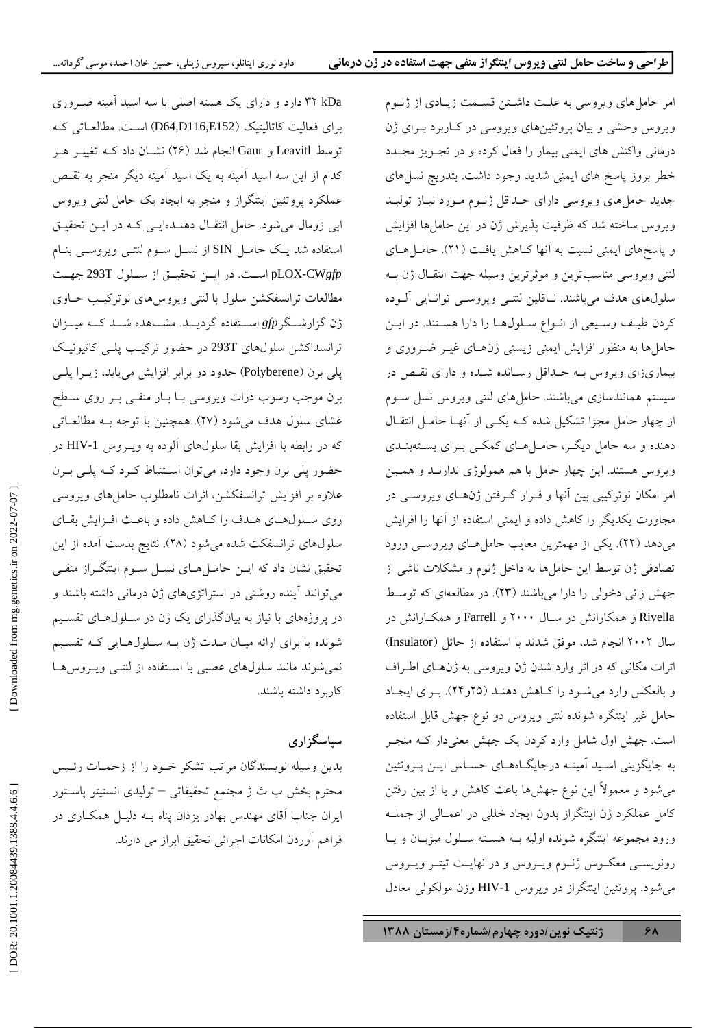امر حامل‌های ویروسی به علت داشتن قسمت زیادی از ژنوم ویروس وحشی و بیان پروتئین‌های ویروسی در کاربرد برای ژن درمانی واکنش های ایمنی بیمار را فعال کرده و در تجویز مجدد خطر بروز پاسخ های ایمنی شدید وجود داشت. بتدریج نسل‌های جدید حامل‌های ویروسی دارای حداقل ژنوم مورد نیاز تولید ویروس ساخته شد که ظرفیت پذیرش ژن در این حامل‌ها افزایش و پاسخ‌های ایمنی نسبت به آنها کاهش یافت (۲۱). حامل‌های لنتی ویروسی مناسب‌ترین و موثرترین وسیله جهت انتقال ژن به سلول‌های هدف می‌باشند. ناقلین لنتی ویروسی توانایی آلوده کردن طیف وسیعی از انواع سلول‌ها را دارا هستند. در این حامل‌ها به منظور افزایش ایمنی زیستی ژن‌های غیر ضروری و بیماری‌زای ویروس به حداقل رسانده شده و دارای نقص در سیستم همانندسازی می‌باشند. حامل‌های لنتی ویروس نسل سوم از چهار حامل مجزا تشکیل شده که یکی از آنها حامل انتقال دهنده و سه حامل دیگر، حامل‌های کمکی برای بسته‌بندی ویروس هستند. این چهار حامل با هم همولوژی ندارند و همین امر امکان نوترکیبی بین آنها و قرار گرفتن ژن‌های ویروسی در مجاورت یکدیگر را کاهش داده و ایمنی استفاده از آنها را افزایش می‌دهد (۲۲). یکی از مهمترین معایب حامل‌های ویروسی ورود تصادفی ژن توسط این حامل‌ها به داخل ژنوم و مشکلات ناشی از جهش زائی دخولی را دارا می‌باشند (۲۳). در مطالعه‌ای که توسط Rivella و همکارانش در سال ۲۰۰۰ و Farrell و همکارانش در سال ۲۰۰۲ انجام شد، موفق شدند با استفاده از حائل (Insulator) اثرات مکانی که در اثر وارد شدن ژن ویروسی به ژن‌های اطراف و بالعکس وارد می‌شود را کاهش دهند (۲۵و۲۴). برای ایجاد حامل غیر اینتگره شونده لنتی ویروس دو نوع جهش قابل استفاده است. جهش اول شامل وارد کردن یک جهش معنی‌دار که منجر به جایگزینی اسید آمینه درجایگاه‌های حساس این پروتئین می‌شود و معمولاً این نوع جهش‌ها باعث کاهش و یا از بین رفتن کامل عملکرد ژن اینتگراز بدون ایجاد خللی در اعمالی از جمله ورود مجموعه اینتگره شونده اولیه به هسته سلول میزبان و یا رونویسی معکوس ژنوم ویروس و در نهایت تیتر ویروس می‌شود. پروتئین اینتگراز در ویروس HIV-1 وزن مولکولی معادل ۳۲ kDa دارد و دارای یک هسته اصلی با سه اسید آمینه ضروری برای فعالیت کاتالیتیک (D64,D116,E152) است. مطالعاتی که توسط Leavitl و Gaur انجام شد (۲۶) نشان داد که تغییر هر کدام از این سه اسید آمینه به یک اسید آمینه دیگر منجر به نقص عملکرد پروتئین اینتگراز و منجر به ایجاد یک حامل لنتی ویروس اپی زومال می‌شود. حامل انتقال دهنده‌ایی که در این تحقیق استفاده شد یک حامل SIN از نسل سوم لنتی ویروسی بنام pLOX-CW*gfp* است. در این تحقیق از سلول 293T جهت مطالعات ترانسفکشن سلول با لنتی ویروس‌های نوترکیب حاوی ژن گزارشگر *gfp* استفاده گردید. مشاهده شد که میزان ترانسداکشن سلول‌های 293T در حضور ترکیب پلی کاتیونیک پلی برن (Polyberene) حدود دو برابر افزایش می‌یابد، زیرا پلی برن موجب رسوب ذرات ویروسی با بار منفی بر روی سطح غشای سلول هدف می‌شود (۲۷). همچنین با توجه به مطالعاتی که در رابطه با افزایش بقا سلول‌های آلوده به ویروس HIV-1 در حضور پلی برن وجود دارد، می‌توان استنباط کرد که پلی برن علاوه بر افزایش ترانسفکشن، اثرات نامطلوب حامل‌های ویروسی روی سلول‌های هدف را کاهش داده و باعث افزایش بقای سلول‌های ترانسفکت شده می‌شود (۲۸). نتایج بدست آمده از این تحقیق نشان داد که این حامل‌های نسل سوم اینتگراز منفی می‌توانند آینده روشنی در استراتژی‌های ژن درمانی داشته باشند و در پروژه‌های با نیاز به بیان‌گذرای یک ژن در سلول‌های تقسیم شونده یا برای ارائه میان مدت ژن به سلول‌هایی که تقسیم نمی‌شوند مانند سلول‌های عصبی با استفاده از لنتی ویروس‌ها کاربرد داشته باشند.

## سپاسگزاری

بدین وسیله نویسندگان مراتب تشکر خود را از زحمات رئیس محترم بخش ب ث ژ مجتمع تحقیقاتی – تولیدی انستیتو پاستور ایران جناب آقای مهندس بهادر یزدان پناه به دلیل همکاری در فراهم آوردن امکانات اجرائی تحقیق ابراز می دارند.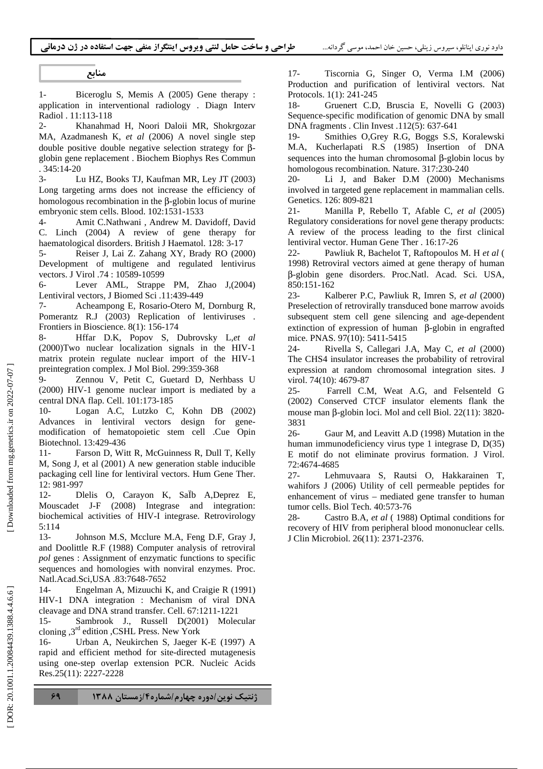## منابع

1- Biceroglu S, Memis A (2005) Gene therapy : application in interventional radiology . Diagn Interv Radiol . 11:113-118

2- Khanahmad H, Noori Daloii MR, Shokrgozar MA, Azadmanesh K, *et al* (2006) A novel single step double positive double negative selection strategy for β-globin gene replacement . Biochem Biophys Res Commun . 345:14-20

3- Lu HZ, Books TJ, Kaufman MR, Ley JT (2003) Long targeting arms does not increase the efficiency of homologous recombination in the β-globin locus of murine embryonic stem cells. Blood. 102:1531-1533

4- Amit C.Nathwani , Andrew M. Davidoff, David C. Linch (2004) A review of gene therapy for haematological disorders. British J Haematol. 128: 3-17

5- Reiser J, Lai Z. Zahang XY, Brady RO (2000) Development of multigene and regulated lentivirus vectors. J Virol .74 : 10589-10599

6- Lever AML, Strappe PM, Zhao J,(2004) Lentiviral vectors, J Biomed Sci .11:439-449

7- Acheampong E, Rosario-Otero M, Dornburg R, Pomerantz R.J (2003) Replication of lentiviruses . Frontiers in Bioscience. 8(1): 156-174

8- Hffar D.K, Popov S, Dubrovsky L,*et al* (2000)Two nuclear localization signals in the HIV-1 matrix protein regulate nuclear import of the HIV-1 preintegration complex. J Mol Biol. 299:359-368

9- Zennou V, Petit C, Guetard D, Nerhbass U (2000) HIV-1 genome nuclear import is mediated by a central DNA flap. Cell. 101:173-185

10- Logan A.C, Lutzko C, Kohn DB (2002) Advances in lentiviral vectors design for gene-modification of hematopoietic stem cell .Cue Opin Biotechnol. 13:429-436

11- Farson D, Witt R, McGuinness R, Dull T, Kelly M, Song J, et al (2001) A new generation stable inducible packaging cell line for lentiviral vectors. Hum Gene Ther. 12: 981-997

12- Dlelis O, Carayon K, SaÏb A,Deprez E, Mouscadet J-F (2008) Integrase and integration: biochemical activities of HIV-I integrase. Retrovirology 5:114

13- Johnson M.S, Mcclure M.A, Feng D.F, Gray J, and Doolittle R.F (1988) Computer analysis of retroviral *pol* genes : Assignment of enzymatic functions to specific sequences and homologies with nonviral enzymes. Proc. Natl.Acad.Sci,USA .83:7648-7652

14- Engelman A, Mizuuchi K, and Craigie R (1991) HIV-1 DNA integration : Mechanism of viral DNA cleavage and DNA strand transfer. Cell. 67:1211-1221

15- Sambrook J., Russell D(2001) Molecular cloning ,3rd edition ,CSHL Press. New York

16- Urban A, Neukirchen S, Jaeger K-E (1997) A rapid and efficient method for site-directed mutagenesis using one-step overlap extension PCR. Nucleic Acids Res.25(11): 2227-2228

17- Tiscornia G, Singer O, Verma I.M (2006) Production and purification of lentiviral vectors. Nat Protocols. 1(1): 241-245

18- Gruenert C.D, Bruscia E, Novelli G (2003) Sequence-specific modification of genomic DNA by small DNA fragments . Clin Invest .112(5): 637-641

19- Smithies O,Grey R.G, Boggs S.S, Koralewski M.A, Kucherlapati R.S (1985) Insertion of DNA sequences into the human chromosomal β-globin locus by homologous recombination. Nature. 317:230-240

20- Li J, and Baker D.M (2000) Mechanisms involved in targeted gene replacement in mammalian cells. Genetics. 126: 809-821

21- Manilla P, Rebello T, Afable C, *et al* (2005) Regulatory considerations for novel gene therapy products: A review of the process leading to the first clinical lentiviral vector. Human Gene Ther . 16:17-26

22- Pawliuk R, Bachelot T, Raftopoulos M. H *et al* ( 1998) Retroviral vectors aimed at gene therapy of human β-globin gene disorders. Proc.Natl. Acad. Sci. USA, 850:151-162

23- Kalberer P.C, Pawliuk R, Imren S, *et al* (2000) Preselection of retrovirally transduced bone marrow avoids subsequent stem cell gene silencing and age-dependent extinction of expression of human β-globin in engrafted mice. PNAS. 97(10): 5411-5415

24- Rivella S, Callegari J.A, May C, *et al* (2000) The CHS4 insulator increases the probability of retroviral expression at random chromosomal integration sites. J virol. 74(10): 4679-87

25- Farrell C.M, Weat A.G, and Felsenteld G (2002) Conserved CTCF insulator elements flank the mouse man β-globin loci. Mol and cell Biol. 22(11): 3820-3831

26- Gaur M, and Leavitt A.D (1998) Mutation in the human immunodeficiency virus type 1 integrase D, D(35) E motif do not eliminate provirus formation. J Virol. 72:4674-4685

27- Lehmuvaara S, Rautsi O, Hakkarainen T, wahifors J (2006) Utility of cell permeable peptides for enhancement of virus – mediated gene transfer to human tumor cells. Biol Tech. 40:573-76

28- Castro B.A, *et al* ( 1988) Optimal conditions for recovery of HIV from peripheral blood mononuclear cells. J Clin Microbiol. 26(11): 2371-2376.